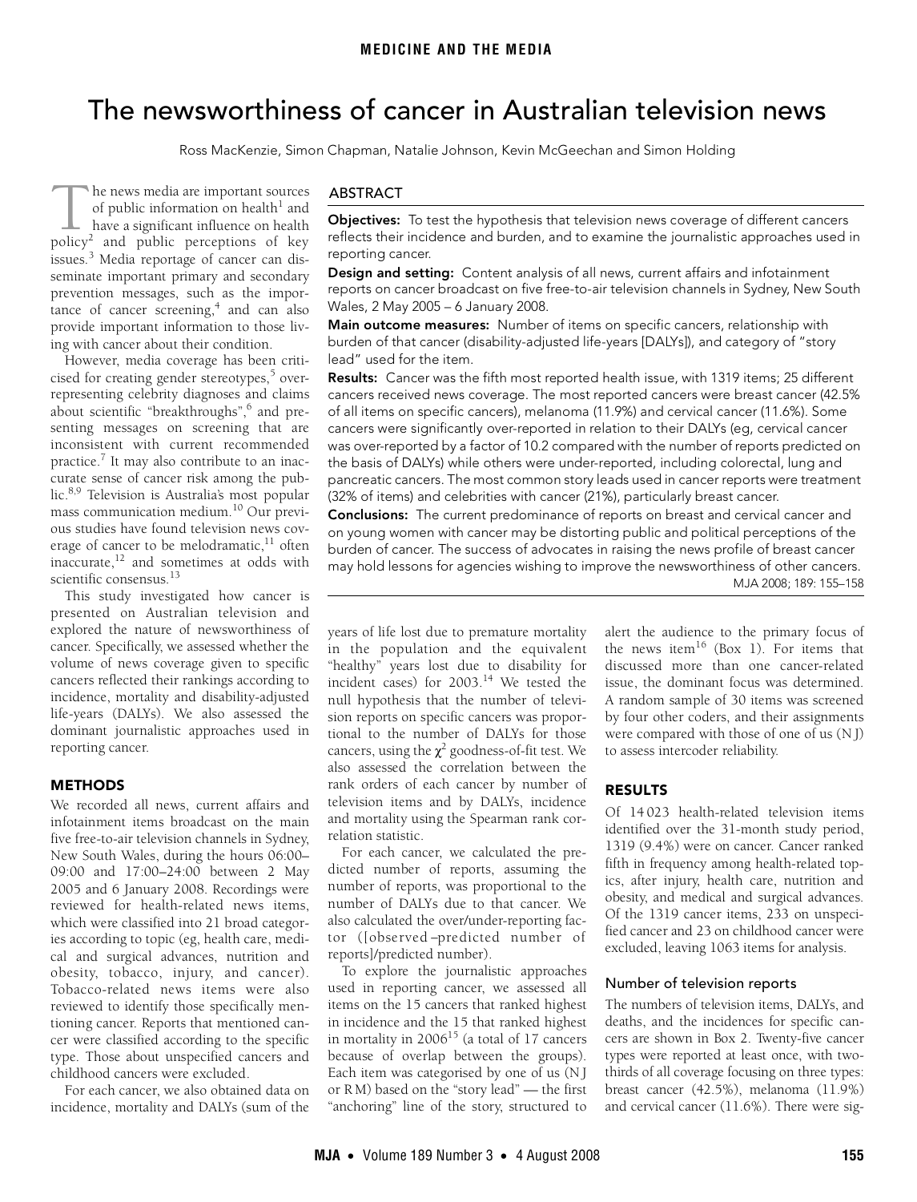MEDICINE AND THE MEDIA

# The newsworthiness of cancer in Australian television news

Ross MacKenzie, Simon Chapman, Natalie Johnson, Kevin McGeechan and Simon Holding

## ABSTRACT

**Objectives:** To test the hypothesis that television news coverage of different cancers reflects their incidence and burden, and to examine the journalistic approaches used in reporting cancer.

**Design and setting:** Content analysis of all news, current affairs and infotainment reports on cancer broadcast on five free-to-air television channels in Sydney, New South Wales, 2 May 2005 – 6 January 2008.

**Main outcome measures:** Number of items on specific cancers, relationship with burden of that cancer (disability-adjusted life-years [DALYs]), and category of "story lead" used for the item.

**Results:** Cancer was the fifth most reported health issue, with 1319 items; 25 different cancers received news coverage. The most reported cancers were breast cancer (42.5% of all items on specific cancers), melanoma (11.9%) and cervical cancer (11.6%). Some cancers were significantly over-reported in relation to their DALYs (eg, cervical cancer was over-reported by a factor of 10.2 compared with the number of reports predicted on the basis of DALYs) while others were under-reported, including colorectal, lung and pancreatic cancers. The most common story leads used in cancer reports were treatment (32% of items) and celebrities with cancer (21%), particularly breast cancer.

**Conclusions:** The current predominance of reports on breast and cervical cancer and on young women with cancer may be distorting public and political perceptions of the burden of cancer. The success of advocates in raising the news profile of breast cancer may hold lessons for agencies wishing to improve the newsworthiness of other cancers.

MJA 2008; 189: 155–158

The news media are important sources of public information on health[1] and have a significant influence on health policy[2] and public perceptions of key issues.[3] Media reportage of cancer can disseminate important primary and secondary prevention messages, such as the importance of cancer screening,[4] and can also provide important information to those living with cancer about their condition.

However, media coverage has been criticised for creating gender stereotypes,[5] over-representing celebrity diagnoses and claims about scientific "breakthroughs",[6] and presenting messages on screening that are inconsistent with current recommended practice.[7] It may also contribute to an inaccurate sense of cancer risk among the public.[8,9] Television is Australia's most popular mass communication medium.[10] Our previous studies have found television news coverage of cancer to be melodramatic,[11] often inaccurate,[12] and sometimes at odds with scientific consensus.[13]

This study investigated how cancer is presented on Australian television and explored the nature of newsworthiness of cancer. Specifically, we assessed whether the volume of news coverage given to specific cancers reflected their rankings according to incidence, mortality and disability-adjusted life-years (DALYs). We also assessed the dominant journalistic approaches used in reporting cancer.

## METHODS

We recorded all news, current affairs and infotainment items broadcast on the main five free-to-air television channels in Sydney, New South Wales, during the hours 06:00–09:00 and 17:00–24:00 between 2 May 2005 and 6 January 2008. Recordings were reviewed for health-related news items, which were classified into 21 broad categories according to topic (eg, health care, medical and surgical advances, nutrition and obesity, tobacco, injury, and cancer). Tobacco-related news items were also reviewed to identify those specifically mentioning cancer. Reports that mentioned cancer were classified according to the specific type. Those about unspecified cancers and childhood cancers were excluded.

For each cancer, we also obtained data on incidence, mortality and DALYs (sum of the years of life lost due to premature mortality in the population and the equivalent "healthy" years lost due to disability for incident cases) for 2003.[14] We tested the null hypothesis that the number of television reports on specific cancers was proportional to the number of DALYs for those cancers, using the $\chi^2$ goodness-of-fit test. We also assessed the correlation between the rank orders of each cancer by number of television items and by DALYs, incidence and mortality using the Spearman rank correlation statistic.

For each cancer, we calculated the predicted number of reports, assuming the number of reports, was proportional to the number of DALYs due to that cancer. We also calculated the over/under-reporting factor ([observed – predicted number of reports]/predicted number).

To explore the journalistic approaches used in reporting cancer, we assessed all items on the 15 cancers that ranked highest in incidence and the 15 that ranked highest in mortality in 2006[15] (a total of 17 cancers because of overlap between the groups). Each item was categorised by one of us (N J or R M) based on the "story lead" — the first "anchoring" line of the story, structured to alert the audience to the primary focus of the news item[16] (Box 1). For items that discussed more than one cancer-related issue, the dominant focus was determined. A random sample of 30 items was screened by four other coders, and their assignments were compared with those of one of us (N J) to assess intercoder reliability.

## RESULTS

Of 14 023 health-related television items identified over the 31-month study period, 1319 (9.4%) were on cancer. Cancer ranked fifth in frequency among health-related topics, after injury, health care, nutrition and obesity, and medical and surgical advances. Of the 1319 cancer items, 233 on unspecified cancer and 23 on childhood cancer were excluded, leaving 1063 items for analysis.

### Number of television reports

The numbers of television items, DALYs, and deaths, and the incidences for specific cancers are shown in Box 2. Twenty-five cancer types were reported at least once, with two-thirds of all coverage focusing on three types: breast cancer (42.5%), melanoma (11.9%) and cervical cancer (11.6%). There were sig-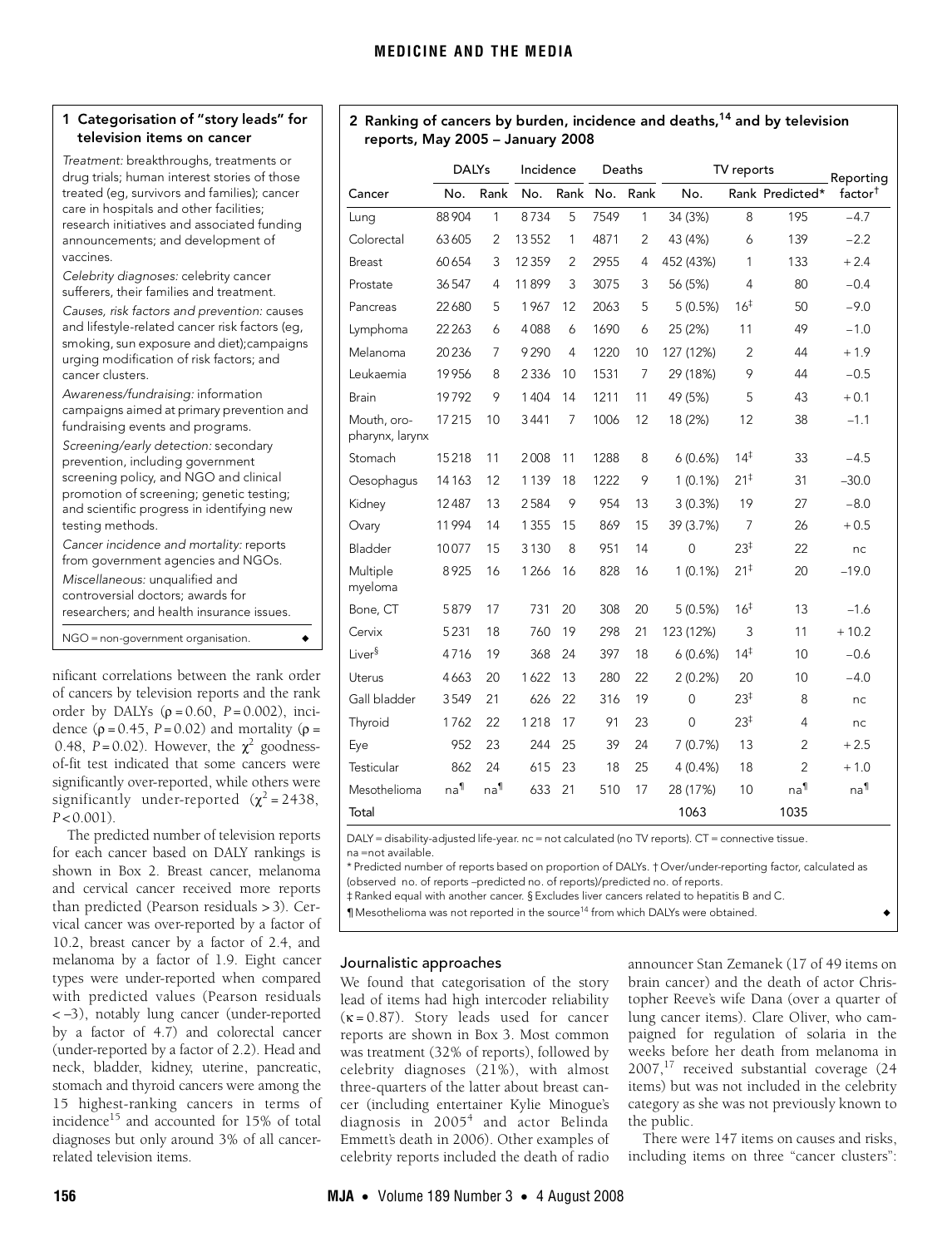### 1 Categorisation of "story leads" for television items on cancer

*Treatment:* breakthroughs, treatments or drug trials; human interest stories of those treated (eg, survivors and families); cancer care in hospitals and other facilities; research initiatives and associated funding announcements; and development of vaccines.

*Celebrity diagnoses:* celebrity cancer sufferers, their families and treatment.

*Causes, risk factors and prevention:* causes and lifestyle-related cancer risk factors (eg, smoking, sun exposure and diet);campaigns urging modification of risk factors; and cancer clusters.

*Awareness/fundraising:* information campaigns aimed at primary prevention and fundraising events and programs.

*Screening/early detection:* secondary prevention, including government screening policy, and NGO and clinical promotion of screening; genetic testing; and scientific progress in identifying new testing methods.

*Cancer incidence and mortality:* reports from government agencies and NGOs.

*Miscellaneous:* unqualified and controversial doctors; awards for researchers; and health insurance issues.

NGO = non-government organisation. ◆

nificant correlations between the rank order of cancers by television reports and the rank order by DALYs ($\rho = 0.60$, $P = 0.002$), incidence ($\rho = 0.45$, $P = 0.02$) and mortality ($\rho = 0.48$, $P = 0.02$). However, the $\chi^2$ goodness-of-fit test indicated that some cancers were significantly over-reported, while others were significantly under-reported ($\chi^2 = 2438$, $P < 0.001$).

The predicted number of television reports for each cancer based on DALY rankings is shown in Box 2. Breast cancer, melanoma and cervical cancer received more reports than predicted (Pearson residuals > 3). Cervical cancer was over-reported by a factor of 10.2, breast cancer by a factor of 2.4, and melanoma by a factor of 1.9. Eight cancer types were under-reported when compared with predicted values (Pearson residuals < –3), notably lung cancer (under-reported by a factor of 4.7) and colorectal cancer (under-reported by a factor of 2.2). Head and neck, bladder, kidney, uterine, pancreatic, stomach and thyroid cancers were among the 15 highest-ranking cancers in terms of incidence[15] and accounted for 15% of total diagnoses but only around 3% of all cancer-related television items.

### 2 Ranking of cancers by burden, incidence and deaths,[14] and by television reports, May 2005 – January 2008

| Cancer | DALYs | | Incidence | | Deaths | | TV reports | | | Reporting factor† |
|---|---|---|---|---|---|---|---|---|---|---|
| | No. | Rank | No. | Rank | No. | Rank | No. | Rank | Predicted* | |
| Lung | 88 904 | 1 | 8734 | 5 | 7549 | 1 | 34 (3%) | 8 | 195 | –4.7 |
| Colorectal | 63 605 | 2 | 13 552 | 1 | 4871 | 2 | 43 (4%) | 6 | 139 | –2.2 |
| Breast | 60 654 | 3 | 12 359 | 2 | 2955 | 4 | 452 (43%) | 1 | 133 | + 2.4 |
| Prostate | 36 547 | 4 | 11 899 | 3 | 3075 | 3 | 56 (5%) | 4 | 80 | –0.4 |
| Pancreas | 22 680 | 5 | 1967 | 12 | 2063 | 5 | 5 (0.5%) | 16‡ | 50 | –9.0 |
| Lymphoma | 22 263 | 6 | 4088 | 6 | 1690 | 6 | 25 (2%) | 11 | 49 | –1.0 |
| Melanoma | 20 236 | 7 | 9290 | 4 | 1220 | 10 | 127 (12%) | 2 | 44 | + 1.9 |
| Leukaemia | 19 956 | 8 | 2336 | 10 | 1531 | 7 | 29 (18%) | 9 | 44 | –0.5 |
| Brain | 19 792 | 9 | 1404 | 14 | 1211 | 11 | 49 (5%) | 5 | 43 | + 0.1 |
| Mouth, oro-pharynx, larynx | 17 215 | 10 | 3441 | 7 | 1006 | 12 | 18 (2%) | 12 | 38 | –1.1 |
| Stomach | 15 218 | 11 | 2008 | 11 | 1288 | 8 | 6 (0.6%) | 14‡ | 33 | –4.5 |
| Oesophagus | 14 163 | 12 | 1139 | 18 | 1222 | 9 | 1 (0.1%) | 21‡ | 31 | –30.0 |
| Kidney | 12 487 | 13 | 2584 | 9 | 954 | 13 | 3 (0.3%) | 19 | 27 | –8.0 |
| Ovary | 11 994 | 14 | 1355 | 15 | 869 | 15 | 39 (3.7%) | 7 | 26 | + 0.5 |
| Bladder | 10 077 | 15 | 3130 | 8 | 951 | 14 | 0 | 23‡ | 22 | nc |
| Multiple myeloma | 8925 | 16 | 1266 | 16 | 828 | 16 | 1 (0.1%) | 21‡ | 20 | –19.0 |
| Bone, CT | 5879 | 17 | 731 | 20 | 308 | 20 | 5 (0.5%) | 16‡ | 13 | –1.6 |
| Cervix | 5231 | 18 | 760 | 19 | 298 | 21 | 123 (12%) | 3 | 11 | + 10.2 |
| Liver§ | 4716 | 19 | 368 | 24 | 397 | 18 | 6 (0.6%) | 14‡ | 10 | –0.6 |
| Uterus | 4663 | 20 | 1622 | 13 | 280 | 22 | 2 (0.2%) | 20 | 10 | –4.0 |
| Gall bladder | 3549 | 21 | 626 | 22 | 316 | 19 | 0 | 23‡ | 8 | nc |
| Thyroid | 1762 | 22 | 1218 | 17 | 91 | 23 | 0 | 23‡ | 4 | nc |
| Eye | 952 | 23 | 244 | 25 | 39 | 24 | 7 (0.7%) | 13 | 2 | + 2.5 |
| Testicular | 862 | 24 | 615 | 23 | 18 | 25 | 4 (0.4%) | 18 | 2 | + 1.0 |
| Mesothelioma | na¶ | na¶ | 633 | 21 | 510 | 17 | 28 (17%) | 10 | na¶ | na¶ |
| Total | | | | | | | 1063 | | 1035 | |

DALY = disability-adjusted life-year. nc = not calculated (no TV reports). CT = connective tissue. na =not available.
\* Predicted number of reports based on proportion of DALYs. † Over/under-reporting factor, calculated as (observed no. of reports –predicted no. of reports)/predicted no. of reports.
‡ Ranked equal with another cancer. § Excludes liver cancers related to hepatitis B and C.
¶ Mesothelioma was not reported in the source[14] from which DALYs were obtained. ◆

### Journalistic approaches

We found that categorisation of the story lead of items had high intercoder reliability ($\kappa = 0.87$). Story leads used for cancer reports are shown in Box 3. Most common was treatment (32% of reports), followed by celebrity diagnoses (21%), with almost three-quarters of the latter about breast cancer (including entertainer Kylie Minogue's diagnosis in 2005[4] and actor Belinda Emmett's death in 2006). Other examples of celebrity reports included the death of radio announcer Stan Zemanek (17 of 49 items on brain cancer) and the death of actor Christopher Reeve's wife Dana (over a quarter of lung cancer items). Clare Oliver, who campaigned for regulation of solaria in the weeks before her death from melanoma in 2007,[17] received substantial coverage (24 items) but was not included in the celebrity category as she was not previously known to the public.

There were 147 items on causes and risks, including items on three "cancer clusters":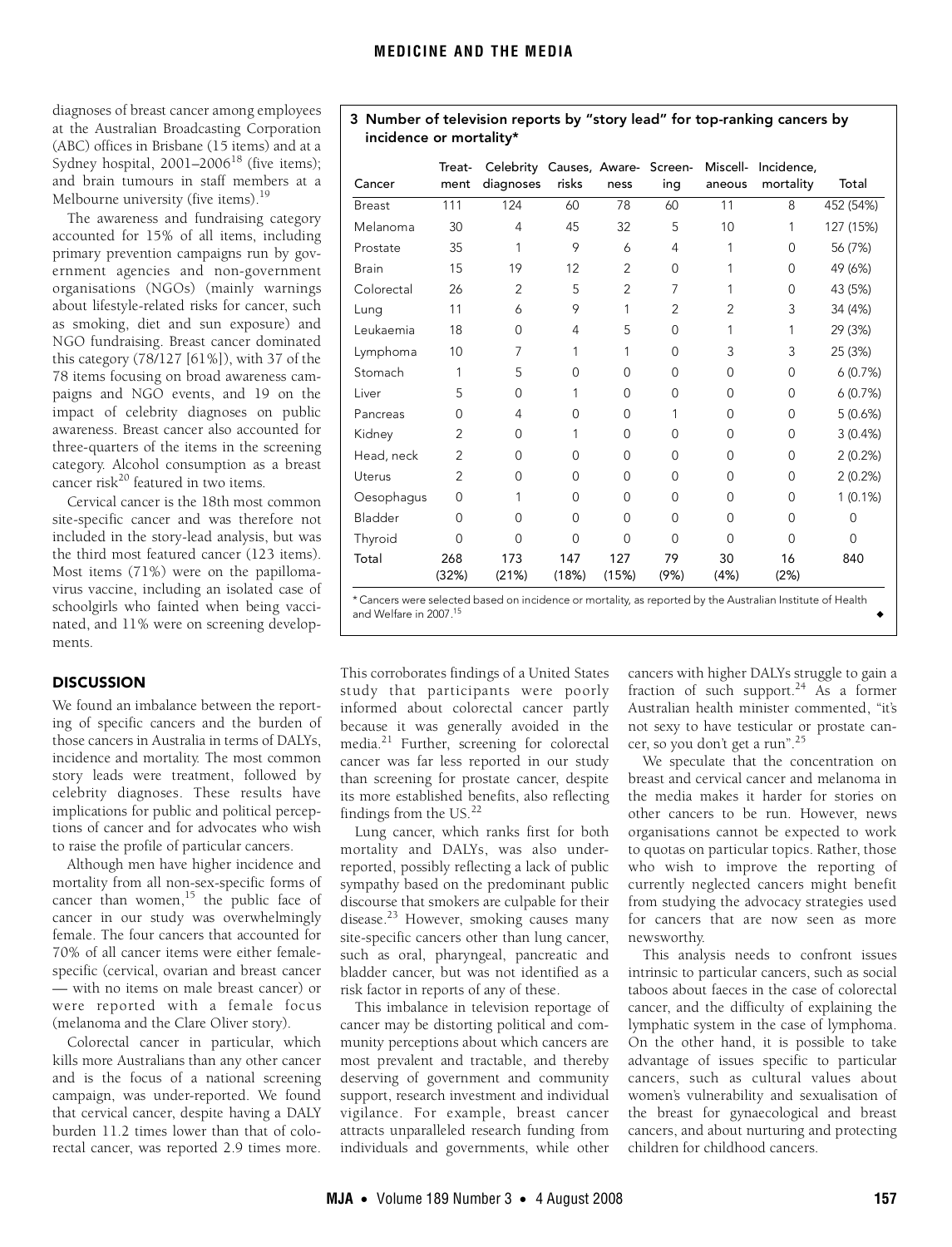diagnoses of breast cancer among employees at the Australian Broadcasting Corporation (ABC) offices in Brisbane (15 items) and at a Sydney hospital, 2001–2006[18] (five items); and brain tumours in staff members at a Melbourne university (five items).[19]

The awareness and fundraising category accounted for 15% of all items, including primary prevention campaigns run by government agencies and non-government organisations (NGOs) (mainly warnings about lifestyle-related risks for cancer, such as smoking, diet and sun exposure) and NGO fundraising. Breast cancer dominated this category (78/127 [61%]), with 37 of the 78 items focusing on broad awareness campaigns and NGO events, and 19 on the impact of celebrity diagnoses on public awareness. Breast cancer also accounted for three-quarters of the items in the screening category. Alcohol consumption as a breast cancer risk[20] featured in two items.

Cervical cancer is the 18th most common site-specific cancer and was therefore not included in the story-lead analysis, but was the third most featured cancer (123 items). Most items (71%) were on the papillomavirus vaccine, including an isolated case of schoolgirls who fainted when being vaccinated, and 11% were on screening developments.

**3 Number of television reports by "story lead" for top-ranking cancers by incidence or mortality***

| Cancer | Treatment | Celebrity diagnoses | Causes, risks | Awareness | Screening | Miscellaneous | Incidence, mortality | Total |
|---|---|---|---|---|---|---|---|---|
| Breast | 111 | 124 | 60 | 78 | 60 | 11 | 8 | 452 (54%) |
| Melanoma | 30 | 4 | 45 | 32 | 5 | 10 | 1 | 127 (15%) |
| Prostate | 35 | 1 | 9 | 6 | 4 | 1 | 0 | 56 (7%) |
| Brain | 15 | 19 | 12 | 2 | 0 | 1 | 0 | 49 (6%) |
| Colorectal | 26 | 2 | 5 | 2 | 7 | 1 | 0 | 43 (5%) |
| Lung | 11 | 6 | 9 | 1 | 2 | 2 | 3 | 34 (4%) |
| Leukaemia | 18 | 0 | 4 | 5 | 0 | 1 | 1 | 29 (3%) |
| Lymphoma | 10 | 7 | 1 | 1 | 0 | 3 | 3 | 25 (3%) |
| Stomach | 1 | 5 | 0 | 0 | 0 | 0 | 0 | 6 (0.7%) |
| Liver | 5 | 0 | 1 | 0 | 0 | 0 | 0 | 6 (0.7%) |
| Pancreas | 0 | 4 | 0 | 0 | 1 | 0 | 0 | 5 (0.6%) |
| Kidney | 2 | 0 | 1 | 0 | 0 | 0 | 0 | 3 (0.4%) |
| Head, neck | 2 | 0 | 0 | 0 | 0 | 0 | 0 | 2 (0.2%) |
| Uterus | 2 | 0 | 0 | 0 | 0 | 0 | 0 | 2 (0.2%) |
| Oesophagus | 0 | 1 | 0 | 0 | 0 | 0 | 0 | 1 (0.1%) |
| Bladder | 0 | 0 | 0 | 0 | 0 | 0 | 0 | 0 |
| Thyroid | 0 | 0 | 0 | 0 | 0 | 0 | 0 | 0 |
| Total | 268 (32%) | 173 (21%) | 147 (18%) | 127 (15%) | 79 (9%) | 30 (4%) | 16 (2%) | 840 |

* Cancers were selected based on incidence or mortality, as reported by the Australian Institute of Health and Welfare in 2007.[15]

## DISCUSSION

We found an imbalance between the reporting of specific cancers and the burden of those cancers in Australia in terms of DALYs, incidence and mortality. The most common story leads were treatment, followed by celebrity diagnoses. These results have implications for public and political perceptions of cancer and for advocates who wish to raise the profile of particular cancers.

Although men have higher incidence and mortality from all non-sex-specific forms of cancer than women,[15] the public face of cancer in our study was overwhelmingly female. The four cancers that accounted for 70% of all cancer items were either female-specific (cervical, ovarian and breast cancer — with no items on male breast cancer) or were reported with a female focus (melanoma and the Clare Oliver story).

Colorectal cancer in particular, which kills more Australians than any other cancer and is the focus of a national screening campaign, was under-reported. We found that cervical cancer, despite having a DALY burden 11.2 times lower than that of colorectal cancer, was reported 2.9 times more. This corroborates findings of a United States study that participants were poorly informed about colorectal cancer partly because it was generally avoided in the media.[21] Further, screening for colorectal cancer was far less reported in our study than screening for prostate cancer, despite its more established benefits, also reflecting findings from the US.[22]

Lung cancer, which ranks first for both mortality and DALYs, was also under-reported, possibly reflecting a lack of public sympathy based on the predominant public discourse that smokers are culpable for their disease.[23] However, smoking causes many site-specific cancers other than lung cancer, such as oral, pharyngeal, pancreatic and bladder cancer, but was not identified as a risk factor in reports of any of these.

This imbalance in television reportage of cancer may be distorting political and community perceptions about which cancers are most prevalent and tractable, and thereby deserving of government and community support, research investment and individual vigilance. For example, breast cancer attracts unparalleled research funding from individuals and governments, while other cancers with higher DALYs struggle to gain a fraction of such support.[24] As a former Australian health minister commented, "it's not sexy to have testicular or prostate cancer, so you don't get a run".[25]

We speculate that the concentration on breast and cervical cancer and melanoma in the media makes it harder for stories on other cancers to be run. However, news organisations cannot be expected to work to quotas on particular topics. Rather, those who wish to improve the reporting of currently neglected cancers might benefit from studying the advocacy strategies used for cancers that are now seen as more newsworthy.

This analysis needs to confront issues intrinsic to particular cancers, such as social taboos about faeces in the case of colorectal cancer, and the difficulty of explaining the lymphatic system in the case of lymphoma. On the other hand, it is possible to take advantage of issues specific to particular cancers, such as cultural values about women's vulnerability and sexualisation of the breast for gynaecological and breast cancers, and about nurturing and protecting children for childhood cancers.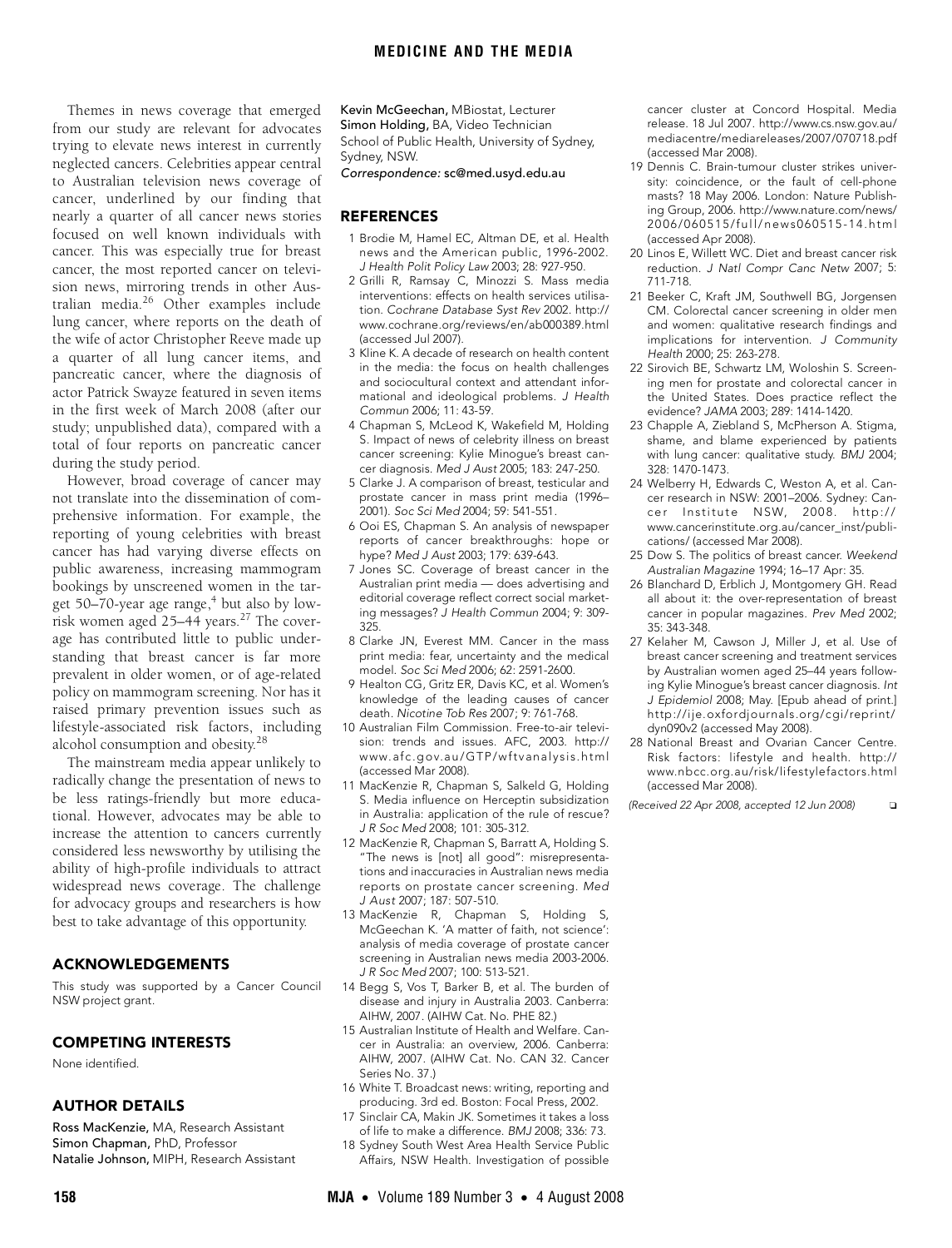Themes in news coverage that emerged from our study are relevant for advocates trying to elevate news interest in currently neglected cancers. Celebrities appear central to Australian television news coverage of cancer, underlined by our finding that nearly a quarter of all cancer news stories focused on well known individuals with cancer. This was especially true for breast cancer, the most reported cancer on television news, mirroring trends in other Australian media.[26] Other examples include lung cancer, where reports on the death of the wife of actor Christopher Reeve made up a quarter of all lung cancer items, and pancreatic cancer, where the diagnosis of actor Patrick Swayze featured in seven items in the first week of March 2008 (after our study; unpublished data), compared with a total of four reports on pancreatic cancer during the study period.

However, broad coverage of cancer may not translate into the dissemination of comprehensive information. For example, the reporting of young celebrities with breast cancer has had varying diverse effects on public awareness, increasing mammogram bookings by unscreened women in the target 50–70-year age range,[4] but also by low-risk women aged 25–44 years.[27] The coverage has contributed little to public understanding that breast cancer is far more prevalent in older women, or of age-related policy on mammogram screening. Nor has it raised primary prevention issues such as lifestyle-associated risk factors, including alcohol consumption and obesity.[28]

The mainstream media appear unlikely to radically change the presentation of news to be less ratings-friendly but more educational. However, advocates may be able to increase the attention to cancers currently considered less newsworthy by utilising the ability of high-profile individuals to attract widespread news coverage. The challenge for advocacy groups and researchers is how best to take advantage of this opportunity.

## ACKNOWLEDGEMENTS

This study was supported by a Cancer Council NSW project grant.

## COMPETING INTERESTS

None identified.

## AUTHOR DETAILS

**Ross MacKenzie,** MA, Research Assistant
**Simon Chapman,** PhD, Professor
**Natalie Johnson,** MIPH, Research Assistant
**Kevin McGeechan,** MBiostat, Lecturer
**Simon Holding,** BA, Video Technician
School of Public Health, University of Sydney, Sydney, NSW.
*Correspondence:* sc@med.usyd.edu.au

## REFERENCES

1. Brodie M, Hamel EC, Altman DE, et al. Health news and the American public, 1996-2002. *J Health Polit Policy Law* 2003; 28: 927-950.
2. Grilli R, Ramsay C, Minozzi S. Mass media interventions: effects on health services utilisation. *Cochrane Database Syst Rev* 2002. http://www.cochrane.org/reviews/en/ab000389.html (accessed Jul 2007).
3. Kline K. A decade of research on health content in the media: the focus on health challenges and sociocultural context and attendant informational and ideological problems. *J Health Commun* 2006; 11: 43-59.
4. Chapman S, McLeod K, Wakefield M, Holding S. Impact of news of celebrity illness on breast cancer screening: Kylie Minogue's breast cancer diagnosis. *Med J Aust* 2005; 183: 247-250.
5. Clarke J. A comparison of breast, testicular and prostate cancer in mass print media (1996–2001). *Soc Sci Med* 2004; 59: 541-551.
6. Ooi ES, Chapman S. An analysis of newspaper reports of cancer breakthroughs: hope or hype? *Med J Aust* 2003; 179: 639-643.
7. Jones SC. Coverage of breast cancer in the Australian print media — does advertising and editorial coverage reflect correct social marketing messages? *J Health Commun* 2004; 9: 309-325.
8. Clarke JN, Everest MM. Cancer in the mass print media: fear, uncertainty and the medical model. *Soc Sci Med* 2006; 62: 2591-2600.
9. Healton CG, Gritz ER, Davis KC, et al. Women's knowledge of the leading causes of cancer death. *Nicotine Tob Res* 2007; 9: 761-768.
10. Australian Film Commission. Free-to-air television: trends and issues. AFC, 2003. http://www.afc.gov.au/GTP/wftvanalysis.html (accessed Mar 2008).
11. MacKenzie R, Chapman S, Salkeld G, Holding S. Media influence on Herceptin subsidization in Australia: application of the rule of rescue? *J R Soc Med* 2008; 101: 305-312.
12. MacKenzie R, Chapman S, Barratt A, Holding S. "The news is [not] all good": misrepresentations and inaccuracies in Australian news media reports on prostate cancer screening. *Med J Aust* 2007; 187: 507-510.
13. MacKenzie R, Chapman S, Holding S, McGeechan K. 'A matter of faith, not science': analysis of media coverage of prostate cancer screening in Australian news media 2003-2006. *J R Soc Med* 2007; 100: 513-521.
14. Begg S, Vos T, Barker B, et al. The burden of disease and injury in Australia 2003. Canberra: AIHW, 2007. (AIHW Cat. No. PHE 82.)
15. Australian Institute of Health and Welfare. Cancer in Australia: an overview, 2006. Canberra: AIHW, 2007. (AIHW Cat. No. CAN 32. Cancer Series No. 37.)
16. White T. Broadcast news: writing, reporting and producing. 3rd ed. Boston: Focal Press, 2002.
17. Sinclair CA, Makin JK. Sometimes it takes a loss of life to make a difference. *BMJ* 2008; 336: 73.
18. Sydney South West Area Health Service Public Affairs, NSW Health. Investigation of possible cancer cluster at Concord Hospital. Media release. 18 Jul 2007. http://www.cs.nsw.gov.au/mediacentre/mediareleases/2007/070718.pdf (accessed Mar 2008).
19. Dennis C. Brain-tumour cluster strikes university: coincidence, or the fault of cell-phone masts? 18 May 2006. London: Nature Publishing Group, 2006. http://www.nature.com/news/2006/060515/full/news060515-14.html (accessed Apr 2008).
20. Linos E, Willett WC. Diet and breast cancer risk reduction. *J Natl Compr Canc Netw* 2007; 5: 711-718.
21. Beeker C, Kraft JM, Southwell BG, Jorgensen CM. Colorectal cancer screening in older men and women: qualitative research findings and implications for intervention. *J Community Health* 2000; 25: 263-278.
22. Sirovich BE, Schwartz LM, Woloshin S. Screening men for prostate and colorectal cancer in the United States. Does practice reflect the evidence? *JAMA* 2003; 289: 1414-1420.
23. Chapple A, Ziebland S, McPherson A. Stigma, shame, and blame experienced by patients with lung cancer: qualitative study. *BMJ* 2004; 328: 1470-1473.
24. Welberry H, Edwards C, Weston A, et al. Cancer research in NSW: 2001–2006. Sydney: Cancer Institute NSW, 2008. http://www.cancerinstitute.org.au/cancer_inst/publications/ (accessed Mar 2008).
25. Dow S. The politics of breast cancer. *Weekend Australian Magazine* 1994; 16–17 Apr: 35.
26. Blanchard D, Erblich J, Montgomery GH. Read all about it: the over-representation of breast cancer in popular magazines. *Prev Med* 2002; 35: 343-348.
27. Kelaher M, Cawson J, Miller J, et al. Use of breast cancer screening and treatment services by Australian women aged 25–44 years following Kylie Minogue's breast cancer diagnosis. *Int J Epidemiol* 2008; May. [Epub ahead of print.] http://ije.oxfordjournals.org/cgi/reprint/dyn090v2 (accessed May 2008).
28. National Breast and Ovarian Cancer Centre. Risk factors: lifestyle and health. http://www.nbcc.org.au/risk/lifestylefactors.html (accessed Mar 2008).

*(Received 22 Apr 2008, accepted 12 Jun 2008)*